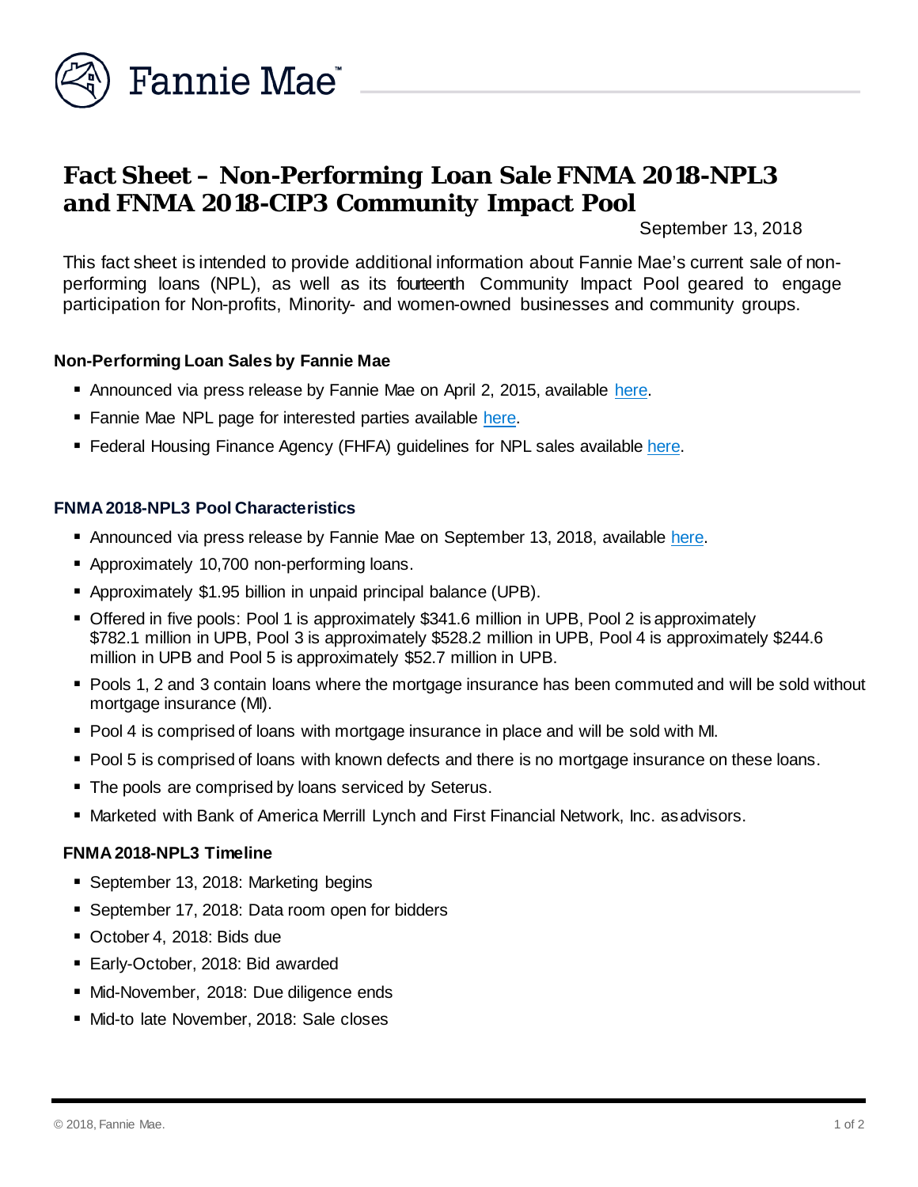# Fact Sheet – Non-Performing Loan Sale FNMA 2018-NPL3 and FNMA 2018-CIP3 Community Impact Pool

September 13, 2018

This fact sheet is intended to provide additional information about Fannie Mae's current sale of non-performing loans (NPL), as well as its fourteenth Community Impact Pool geared to engage participation for Non-profits, Minority- and women-owned businesses and community groups.

### Non-Performing Loan Sales by Fannie Mae

- Announced via press release by Fannie Mae on April 2, 2015, available here.
- Fannie Mae NPL page for interested parties available here.
- Federal Housing Finance Agency (FHFA) guidelines for NPL sales available here.

### FNMA 2018-NPL3 Pool Characteristics

- Announced via press release by Fannie Mae on September 13, 2018, available here.
- Approximately 10,700 non-performing loans.
- Approximately $1.95 billion in unpaid principal balance (UPB).
- Offered in five pools: Pool 1 is approximately $341.6 million in UPB, Pool 2 is approximately $782.1 million in UPB, Pool 3 is approximately $528.2 million in UPB, Pool 4 is approximately $244.6 million in UPB and Pool 5 is approximately $52.7 million in UPB.
- Pools 1, 2 and 3 contain loans where the mortgage insurance has been commuted and will be sold without mortgage insurance (MI).
- Pool 4 is comprised of loans with mortgage insurance in place and will be sold with MI.
- Pool 5 is comprised of loans with known defects and there is no mortgage insurance on these loans.
- The pools are comprised by loans serviced by Seterus.
- Marketed with Bank of America Merrill Lynch and First Financial Network, Inc. as advisors.

### FNMA 2018-NPL3 Timeline

- September 13, 2018: Marketing begins
- September 17, 2018: Data room open for bidders
- October 4, 2018: Bids due
- Early-October, 2018: Bid awarded
- Mid-November, 2018: Due diligence ends
- Mid-to late November, 2018: Sale closes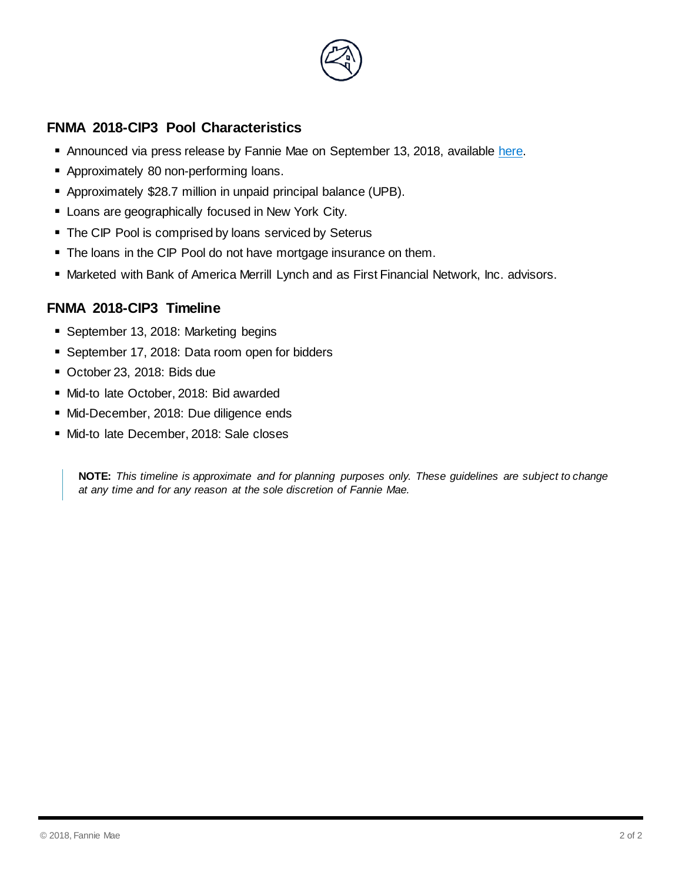## FNMA 2018-CIP3 Pool Characteristics

- Announced via press release by Fannie Mae on September 13, 2018, available here.
- Approximately 80 non-performing loans.
- Approximately $28.7 million in unpaid principal balance (UPB).
- Loans are geographically focused in New York City.
- The CIP Pool is comprised by loans serviced by Seterus
- The loans in the CIP Pool do not have mortgage insurance on them.
- Marketed with Bank of America Merrill Lynch and as First Financial Network, Inc. advisors.

## FNMA 2018-CIP3 Timeline

- September 13, 2018: Marketing begins
- September 17, 2018: Data room open for bidders
- October 23, 2018: Bids due
- Mid-to late October, 2018: Bid awarded
- Mid-December, 2018: Due diligence ends
- Mid-to late December, 2018: Sale closes

> **NOTE:** *This timeline is approximate and for planning purposes only. These guidelines are subject to change at any time and for any reason at the sole discretion of Fannie Mae.*